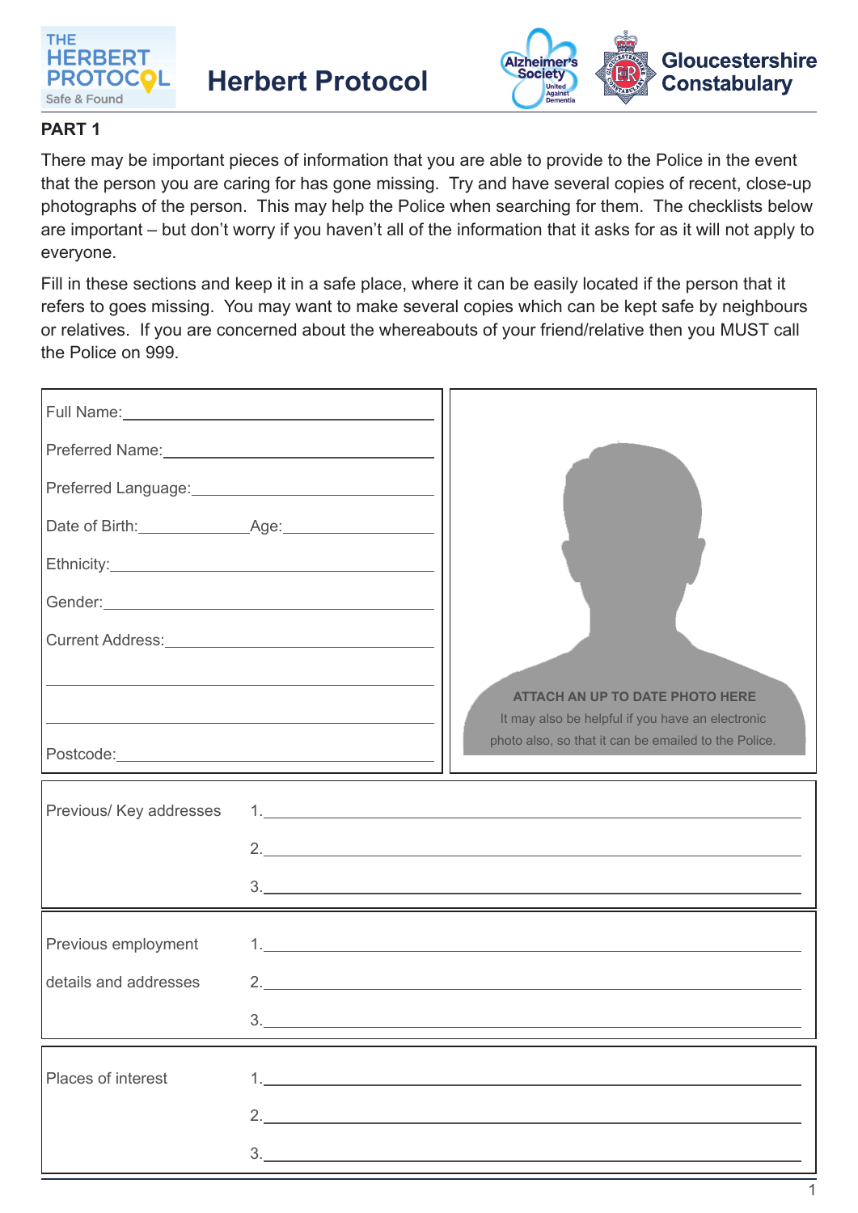# Herbert Protocol

THE HERBERT PROTOCOL Safe & Found

Alzheimer's Society United Against Dementia

Gloucestershire Constabulary

## PART 1

There may be important pieces of information that you are able to provide to the Police in the event that the person you are caring for has gone missing. Try and have several copies of recent, close-up photographs of the person. This may help the Police when searching for them. The checklists below are important – but don't worry if you haven't all of the information that it asks for as it will not apply to everyone.

Fill in these sections and keep it in a safe place, where it can be easily located if the person that it refers to goes missing. You may want to make several copies which can be kept safe by neighbours or relatives. If you are concerned about the whereabouts of your friend/relative then you MUST call the Police on 999.

Full Name: ______________________

Preferred Name: ______________________

Preferred Language: ______________________

Date of Birth: ____________ Age: ____________

Ethnicity: ______________________

Gender: ______________________

Current Address: ______________________

______________________

______________________

Postcode: ______________________

**ATTACH AN UP TO DATE PHOTO HERE**

It may also be helpful if you have an electronic photo also, so that it can be emailed to the Police.

| Previous/ Key addresses | |
|---|---|
| | 1. |
| | 2. |
| | 3. |

| Previous employment details and addresses | |
|---|---|
| | 1. |
| | 2. |
| | 3. |

| Places of interest | |
|---|---|
| | 1. |
| | 2. |
| | 3. |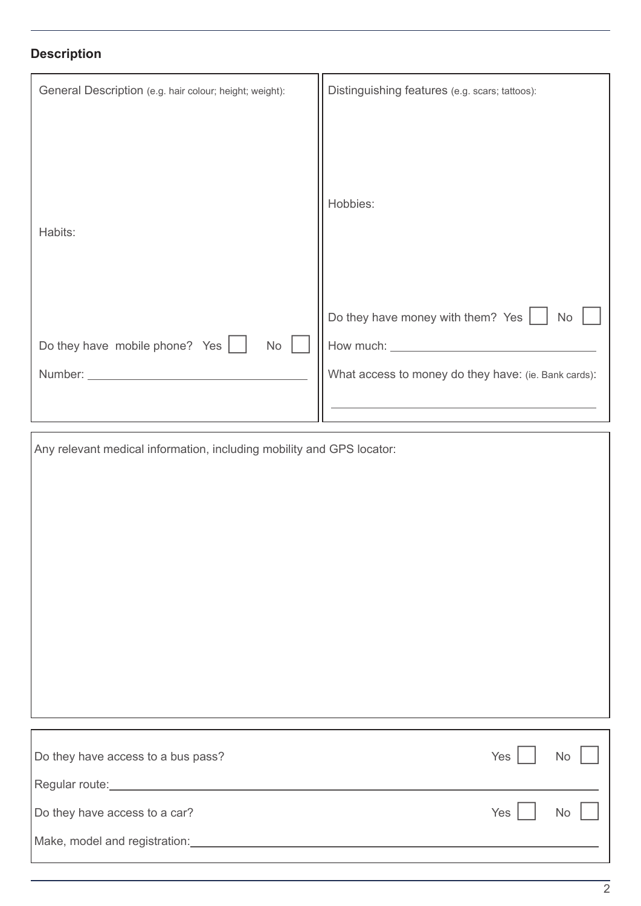## Description

General Description (e.g. hair colour; height; weight):

Habits:

Do they have mobile phone? Yes ☐ No ☐

Number: ____________________

Distinguishing features (e.g. scars; tattoos):

Hobbies:

Do they have money with them? Yes ☐ No ☐

How much: ____________________

What access to money do they have: (ie. Bank cards):

____________________

Any relevant medical information, including mobility and GPS locator:

Do they have access to a bus pass? Yes ☐ No ☐

Regular route: ____________________

Do they have access to a car? Yes ☐ No ☐

Make, model and registration: ____________________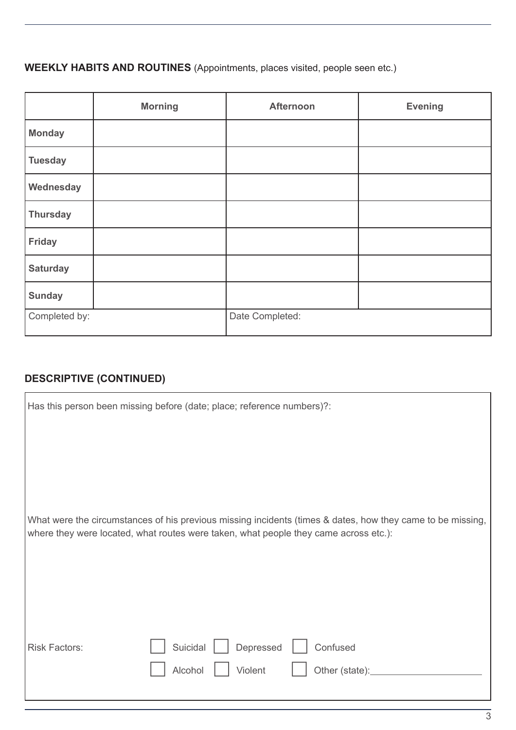## WEEKLY HABITS AND ROUTINES (Appointments, places visited, people seen etc.)

| | Morning | Afternoon | Evening |
|---|---|---|---|
| **Monday** | | | |
| **Tuesday** | | | |
| **Wednesday** | | | |
| **Thursday** | | | |
| **Friday** | | | |
| **Saturday** | | | |
| **Sunday** | | | |
| Completed by: | | Date Completed: | |

## DESCRIPTIVE (CONTINUED)

Has this person been missing before (date; place; reference numbers)?:

What were the circumstances of his previous missing incidents (times & dates, how they came to be missing, where they were located, what routes were taken, what people they came across etc.):

Risk Factors:

- [ ] Suicidal
- [ ] Depressed
- [ ] Confused
- [ ] Alcohol
- [ ] Violent
- [ ] Other (state):\_\_\_\_\_\_\_\_\_\_\_\_\_\_\_\_\_\_\_\_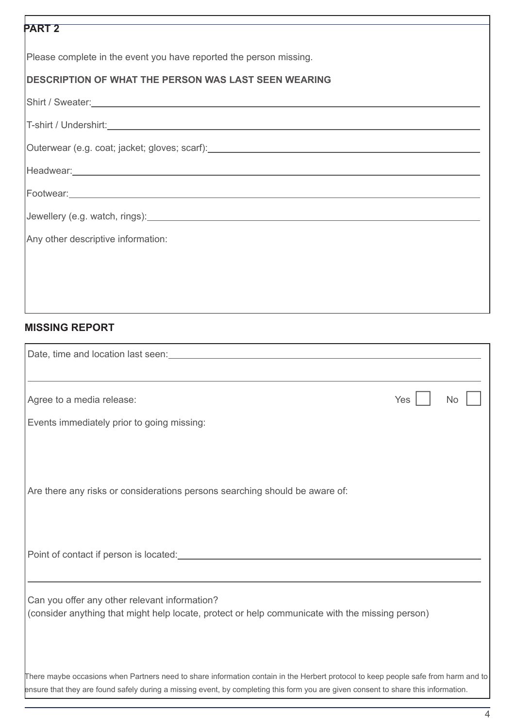## PART 2

Please complete in the event you have reported the person missing.

**DESCRIPTION OF WHAT THE PERSON WAS LAST SEEN WEARING**

Shirt / Sweater: \_\_\_\_\_\_\_\_\_\_\_\_\_\_\_\_\_\_\_\_

T-shirt / Undershirt: \_\_\_\_\_\_\_\_\_\_\_\_\_\_\_\_\_\_\_\_

Outerwear (e.g. coat; jacket; gloves; scarf): \_\_\_\_\_\_\_\_\_\_\_\_\_\_\_\_\_\_\_\_

Headwear: \_\_\_\_\_\_\_\_\_\_\_\_\_\_\_\_\_\_\_\_

Footwear: \_\_\_\_\_\_\_\_\_\_\_\_\_\_\_\_\_\_\_\_

Jewellery (e.g. watch, rings): \_\_\_\_\_\_\_\_\_\_\_\_\_\_\_\_\_\_\_\_

Any other descriptive information:

## MISSING REPORT

Date, time and location last seen: \_\_\_\_\_\_\_\_\_\_\_\_\_\_\_\_\_\_\_\_

Agree to a media release: Yes ☐ No ☐

Events immediately prior to going missing:

Are there any risks or considerations persons searching should be aware of:

Point of contact if person is located: \_\_\_\_\_\_\_\_\_\_\_\_\_\_\_\_\_\_\_\_

Can you offer any other relevant information?
(consider anything that might help locate, protect or help communicate with the missing person)

There maybe occasions when Partners need to share information contain in the Herbert protocol to keep people safe from harm and to ensure that they are found safely during a missing event, by completing this form you are given consent to share this information.